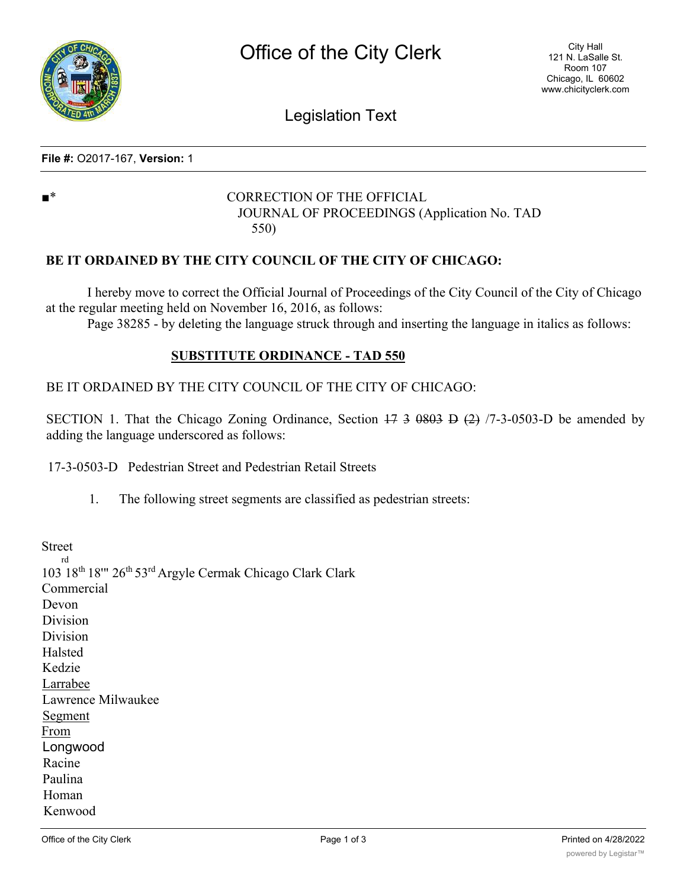**File #:** O2017-167, **Version:** 1

■*

CORRECTION OF THE OFFICIAL JOURNAL OF PROCEEDINGS (Application No. TAD 550)

**BE IT ORDAINED BY THE CITY COUNCIL OF THE CITY OF CHICAGO:**

I hereby move to correct the Official Journal of Proceedings of the City Council of the City of Chicago at the regular meeting held on November 16, 2016, as follows:

Page 38285 - by deleting the language struck through and inserting the language in italics as follows:

## SUBSTITUTE ORDINANCE - TAD 550

BE IT ORDAINED BY THE CITY COUNCIL OF THE CITY OF CHICAGO:

SECTION 1. That the Chicago Zoning Ordinance, Section ~~17 3 0803 D (2)~~ /7-3-0503-D be amended by adding the language underscored as follows:

17-3-0503-D Pedestrian Street and Pedestrian Retail Streets

1. The following street segments are classified as pedestrian streets:

Street

103rd 18th 18''' 26th 53rd Argyle Cermak Chicago Clark Clark
Commercial
Devon
Division
Division
Halsted
Kedzie
<u>Larrabee</u>
Lawrence Milwaukee
<u>Segment</u>
<u>From</u>
Longwood
Racine
Paulina
Homan
Kenwood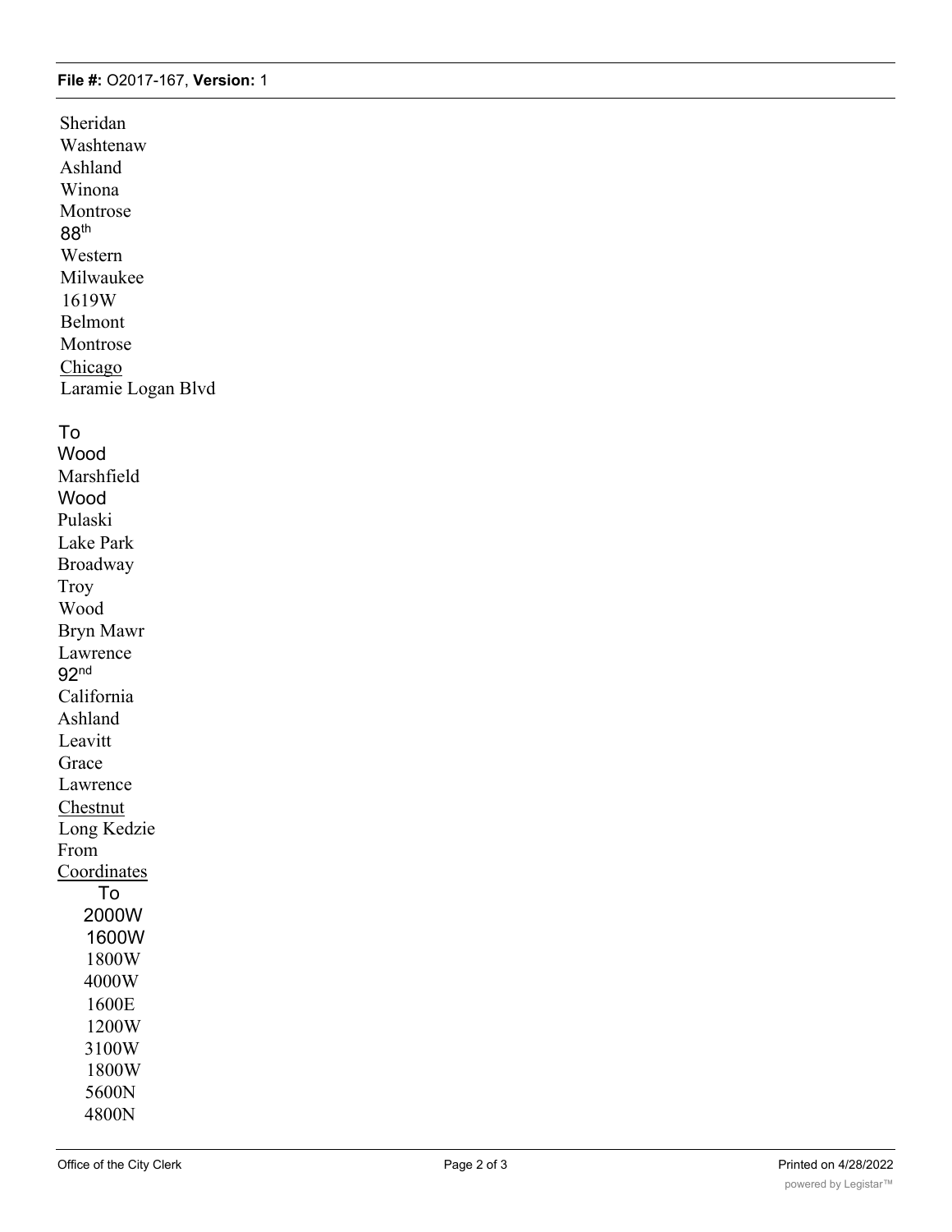**File #:** O2017-167, **Version:** 1

Sheridan
Washtenaw
Ashland
Winona
Montrose
88th
Western
Milwaukee
1619W
Belmont
Montrose
Chicago
Laramie Logan Blvd

To
Wood
Marshfield
Wood
Pulaski
Lake Park
Broadway
Troy
Wood
Bryn Mawr
Lawrence
92nd
California
Ashland
Leavitt
Grace
Lawrence
Chestnut
Long Kedzie
From
Coordinates
To
2000W
1600W
1800W
4000W
1600E
1200W
3100W
1800W
5600N
4800N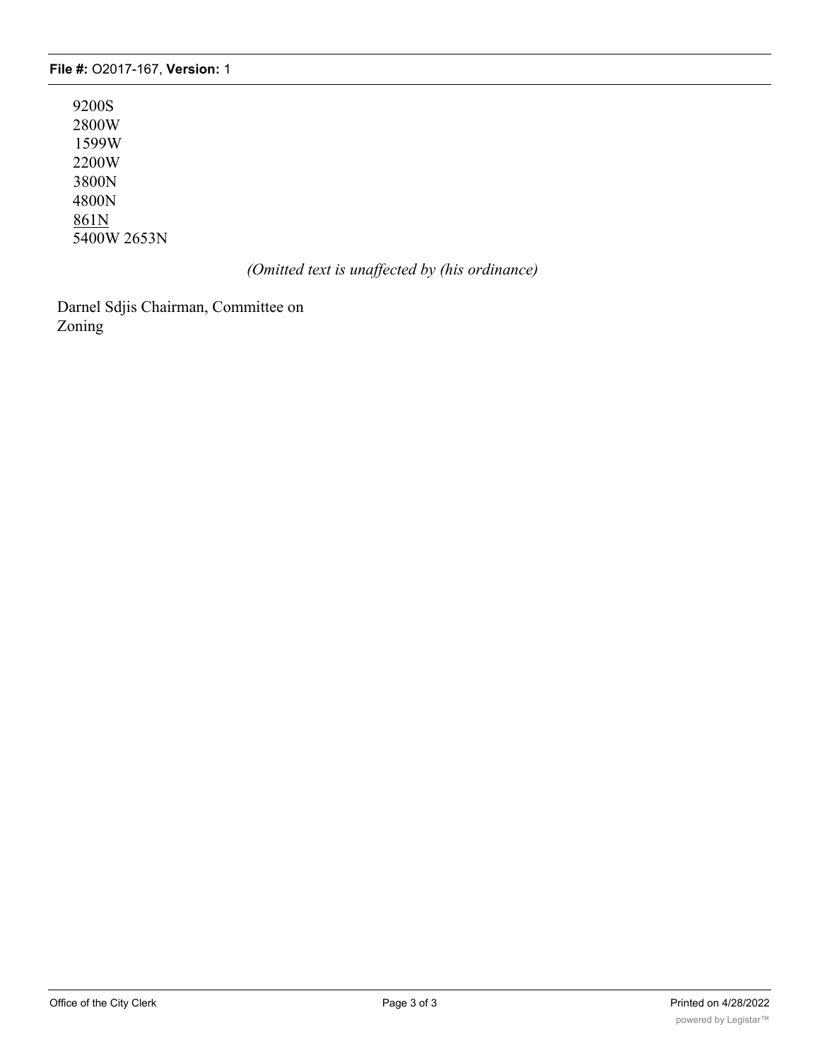9200S
2800W
1599W
2200W
3800N
4800N
861N
5400W 2653N

*(Omitted text is unaffected by (his ordinance)*

Darnel Sdjis Chairman, Committee on Zoning